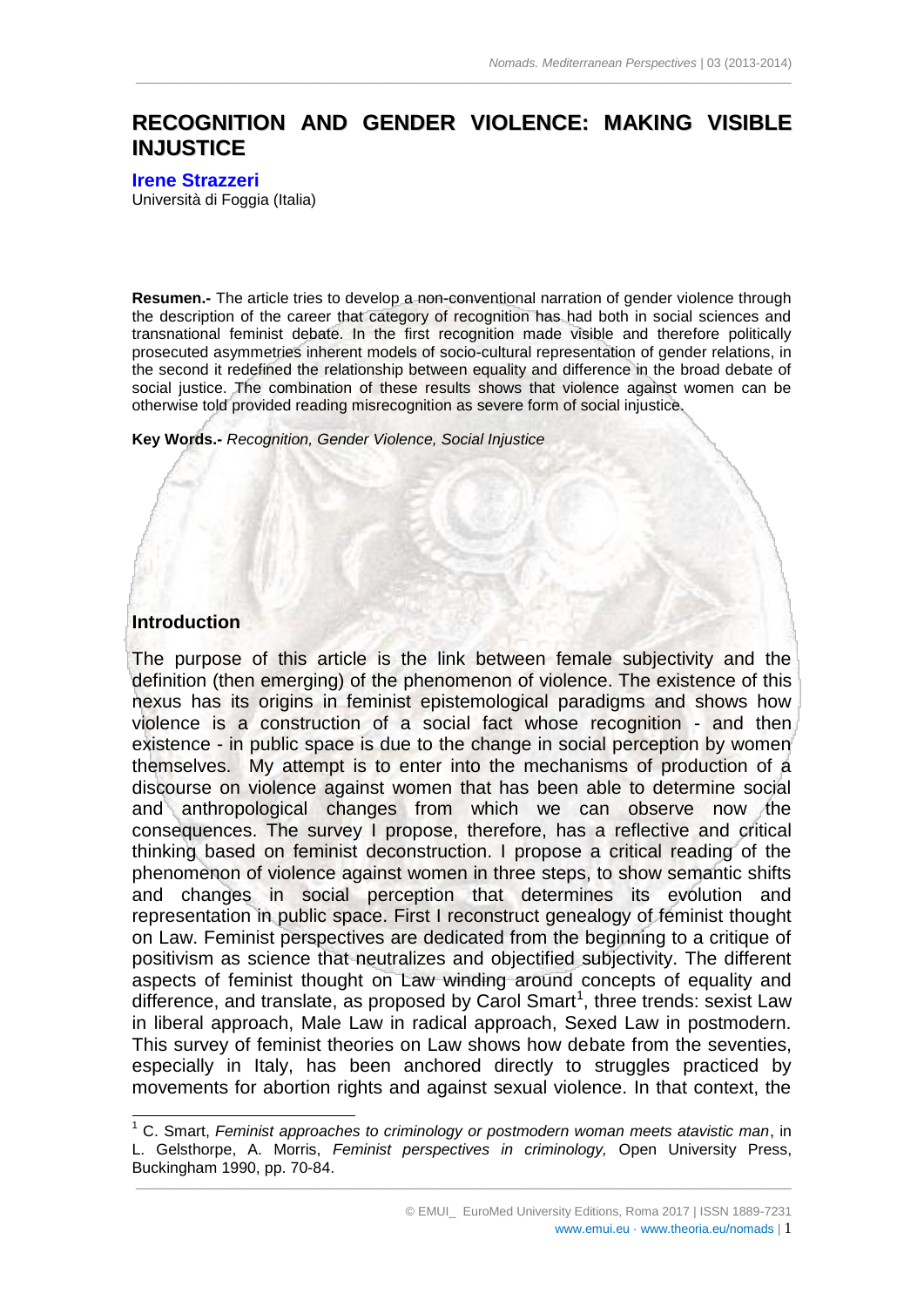# RECOGNITION AND GENDER VIOLENCE: MAKING VISIBLE INJUSTICE

**Irene Strazzeri**
Università di Foggia (Italia)

**Resumen.-** The article tries to develop a non-conventional narration of gender violence through the description of the career that category of recognition has had both in social sciences and transnational feminist debate. In the first recognition made visible and therefore politically prosecuted asymmetries inherent models of socio-cultural representation of gender relations, in the second it redefined the relationship between equality and difference in the broad debate of social justice. The combination of these results shows that violence against women can be otherwise told provided reading misrecognition as severe form of social injustice.

**Key Words.-** *Recognition, Gender Violence, Social Injustice*

## Introduction

The purpose of this article is the link between female subjectivity and the definition (then emerging) of the phenomenon of violence. The existence of this nexus has its origins in feminist epistemological paradigms and shows how violence is a construction of a social fact whose recognition - and then existence - in public space is due to the change in social perception by women themselves. My attempt is to enter into the mechanisms of production of a discourse on violence against women that has been able to determine social and anthropological changes from which we can observe now the consequences. The survey I propose, therefore, has a reflective and critical thinking based on feminist deconstruction. I propose a critical reading of the phenomenon of violence against women in three steps, to show semantic shifts and changes in social perception that determines its evolution and representation in public space. First I reconstruct genealogy of feminist thought on Law. Feminist perspectives are dedicated from the beginning to a critique of positivism as science that neutralizes and objectified subjectivity. The different aspects of feminist thought on Law winding around concepts of equality and difference, and translate, as proposed by Carol Smart[1], three trends: sexist Law in liberal approach, Male Law in radical approach, Sexed Law in postmodern. This survey of feminist theories on Law shows how debate from the seventies, especially in Italy, has been anchored directly to struggles practiced by movements for abortion rights and against sexual violence. In that context, the

[1] C. Smart, *Feminist approaches to criminology or postmodern woman meets atavistic man*, in L. Gelsthorpe, A. Morris, *Feminist perspectives in criminology,* Open University Press, Buckingham 1990, pp. 70-84.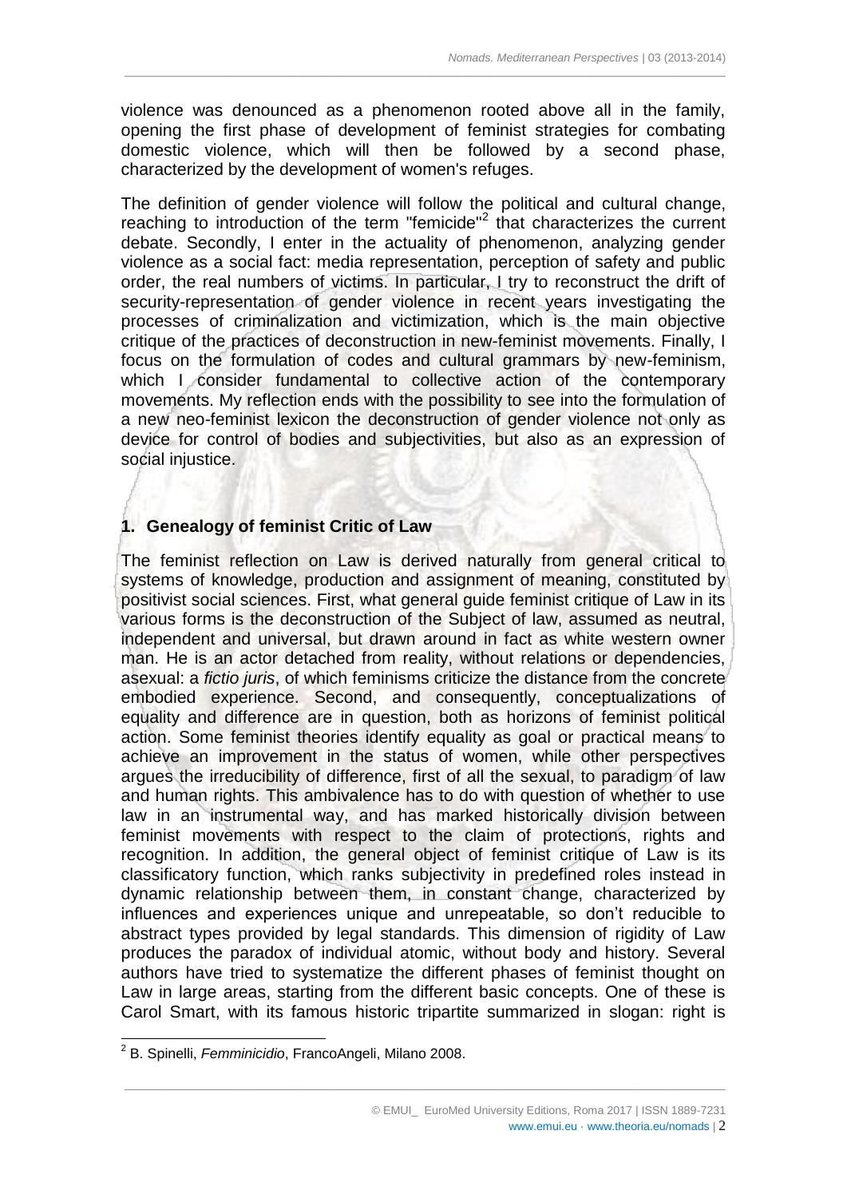violence was denounced as a phenomenon rooted above all in the family, opening the first phase of development of feminist strategies for combating domestic violence, which will then be followed by a second phase, characterized by the development of women's refuges.

The definition of gender violence will follow the political and cultural change, reaching to introduction of the term "femicide"[2] that characterizes the current debate. Secondly, I enter in the actuality of phenomenon, analyzing gender violence as a social fact: media representation, perception of safety and public order, the real numbers of victims. In particular, I try to reconstruct the drift of security-representation of gender violence in recent years investigating the processes of criminalization and victimization, which is the main objective critique of the practices of deconstruction in new-feminist movements. Finally, I focus on the formulation of codes and cultural grammars by new-feminism, which I consider fundamental to collective action of the contemporary movements. My reflection ends with the possibility to see into the formulation of a new neo-feminist lexicon the deconstruction of gender violence not only as device for control of bodies and subjectivities, but also as an expression of social injustice.

## 1. Genealogy of feminist Critic of Law

The feminist reflection on Law is derived naturally from general critical to systems of knowledge, production and assignment of meaning, constituted by positivist social sciences. First, what general guide feminist critique of Law in its various forms is the deconstruction of the Subject of law, assumed as neutral, independent and universal, but drawn around in fact as white western owner man. He is an actor detached from reality, without relations or dependencies, asexual: a *fictio juris*, of which feminisms criticize the distance from the concrete embodied experience. Second, and consequently, conceptualizations of equality and difference are in question, both as horizons of feminist political action. Some feminist theories identify equality as goal or practical means to achieve an improvement in the status of women, while other perspectives argues the irreducibility of difference, first of all the sexual, to paradigm of law and human rights. This ambivalence has to do with question of whether to use law in an instrumental way, and has marked historically division between feminist movements with respect to the claim of protections, rights and recognition. In addition, the general object of feminist critique of Law is its classificatory function, which ranks subjectivity in predefined roles instead in dynamic relationship between them, in constant change, characterized by influences and experiences unique and unrepeatable, so don't reducible to abstract types provided by legal standards. This dimension of rigidity of Law produces the paradox of individual atomic, without body and history. Several authors have tried to systematize the different phases of feminist thought on Law in large areas, starting from the different basic concepts. One of these is Carol Smart, with its famous historic tripartite summarized in slogan: right is

[2] B. Spinelli, *Femminicidio*, FrancoAngeli, Milano 2008.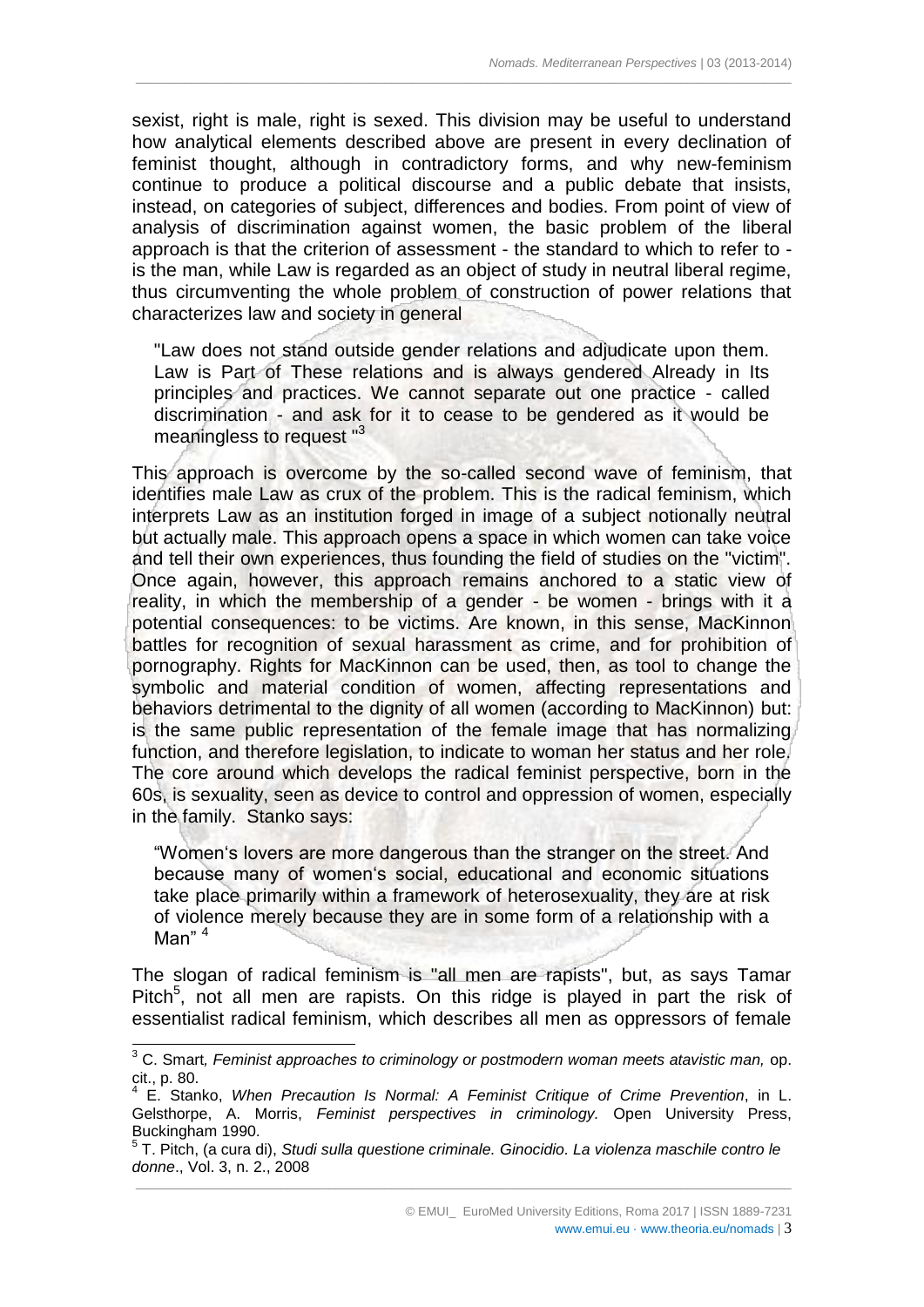sexist, right is male, right is sexed. This division may be useful to understand how analytical elements described above are present in every declination of feminist thought, although in contradictory forms, and why new-feminism continue to produce a political discourse and a public debate that insists, instead, on categories of subject, differences and bodies. From point of view of analysis of discrimination against women, the basic problem of the liberal approach is that the criterion of assessment - the standard to which to refer to - is the man, while Law is regarded as an object of study in neutral liberal regime, thus circumventing the whole problem of construction of power relations that characterizes law and society in general

> "Law does not stand outside gender relations and adjudicate upon them. Law is Part of These relations and is always gendered Already in Its principles and practices. We cannot separate out one practice - called discrimination - and ask for it to cease to be gendered as it would be meaningless to request "[3]

This approach is overcome by the so-called second wave of feminism, that identifies male Law as crux of the problem. This is the radical feminism, which interprets Law as an institution forged in image of a subject notionally neutral but actually male. This approach opens a space in which women can take voice and tell their own experiences, thus founding the field of studies on the "victim". Once again, however, this approach remains anchored to a static view of reality, in which the membership of a gender - be women - brings with it a potential consequences: to be victims. Are known, in this sense, MacKinnon battles for recognition of sexual harassment as crime, and for prohibition of pornography. Rights for MacKinnon can be used, then, as tool to change the symbolic and material condition of women, affecting representations and behaviors detrimental to the dignity of all women (according to MacKinnon) but: is the same public representation of the female image that has normalizing function, and therefore legislation, to indicate to woman her status and her role. The core around which develops the radical feminist perspective, born in the 60s, is sexuality, seen as device to control and oppression of women, especially in the family. Stanko says:

> "Women's lovers are more dangerous than the stranger on the street. And because many of women's social, educational and economic situations take place primarily within a framework of heterosexuality, they are at risk of violence merely because they are in some form of a relationship with a Man" [4]

The slogan of radical feminism is "all men are rapists", but, as says Tamar Pitch[5], not all men are rapists. On this ridge is played in part the risk of essentialist radical feminism, which describes all men as oppressors of female

---

[3] C. Smart, *Feminist approaches to criminology or postmodern woman meets atavistic man,* op. cit., p. 80.

[4] E. Stanko, *When Precaution Is Normal: A Feminist Critique of Crime Prevention*, in L. Gelsthorpe, A. Morris, *Feminist perspectives in criminology.* Open University Press, Buckingham 1990.

[5] T. Pitch, (a cura di), *Studi sulla questione criminale. Ginocidio. La violenza maschile contro le donne*., Vol. 3, n. 2., 2008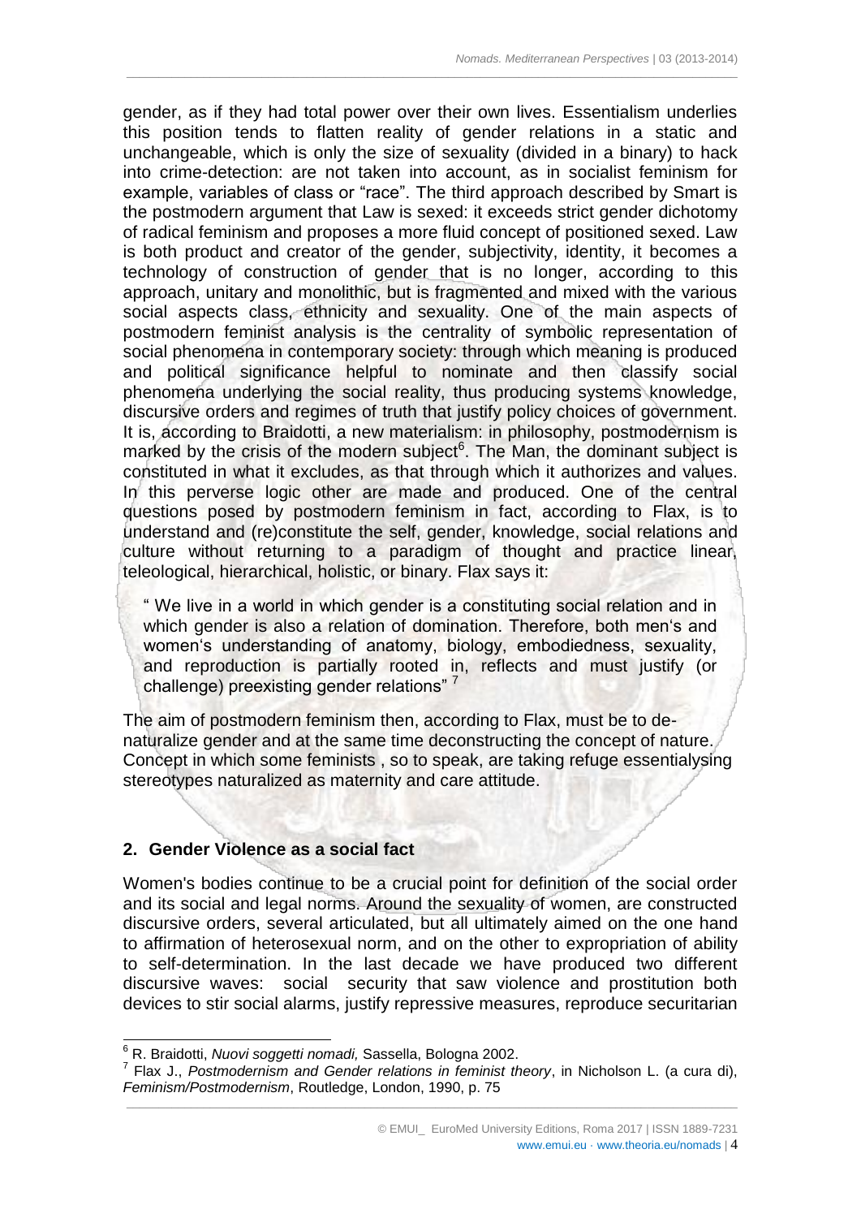gender, as if they had total power over their own lives. Essentialism underlies this position tends to flatten reality of gender relations in a static and unchangeable, which is only the size of sexuality (divided in a binary) to hack into crime-detection: are not taken into account, as in socialist feminism for example, variables of class or "race". The third approach described by Smart is the postmodern argument that Law is sexed: it exceeds strict gender dichotomy of radical feminism and proposes a more fluid concept of positioned sexed. Law is both product and creator of the gender, subjectivity, identity, it becomes a technology of construction of gender that is no longer, according to this approach, unitary and monolithic, but is fragmented and mixed with the various social aspects class, ethnicity and sexuality. One of the main aspects of postmodern feminist analysis is the centrality of symbolic representation of social phenomena in contemporary society: through which meaning is produced and political significance helpful to nominate and then classify social phenomena underlying the social reality, thus producing systems knowledge, discursive orders and regimes of truth that justify policy choices of government. It is, according to Braidotti, a new materialism: in philosophy, postmodernism is marked by the crisis of the modern subject[6]. The Man, the dominant subject is constituted in what it excludes, as that through which it authorizes and values. In this perverse logic other are made and produced. One of the central questions posed by postmodern feminism in fact, according to Flax, is to understand and (re)constitute the self, gender, knowledge, social relations and culture without returning to a paradigm of thought and practice linear, teleological, hierarchical, holistic, or binary. Flax says it:

> " We live in a world in which gender is a constituting social relation and in which gender is also a relation of domination. Therefore, both men's and women's understanding of anatomy, biology, embodiedness, sexuality, and reproduction is partially rooted in, reflects and must justify (or challenge) preexisting gender relations" [7]

The aim of postmodern feminism then, according to Flax, must be to de-naturalize gender and at the same time deconstructing the concept of nature. Concept in which some feminists , so to speak, are taking refuge essentialysing stereotypes naturalized as maternity and care attitude.

## 2. Gender Violence as a social fact

Women's bodies continue to be a crucial point for definition of the social order and its social and legal norms. Around the sexuality of women, are constructed discursive orders, several articulated, but all ultimately aimed on the one hand to affirmation of heterosexual norm, and on the other to expropriation of ability to self-determination. In the last decade we have produced two different discursive waves: social security that saw violence and prostitution both devices to stir social alarms, justify repressive measures, reproduce securitarian

---

[6] R. Braidotti, *Nuovi soggetti nomadi,* Sassella, Bologna 2002.

[7] Flax J., *Postmodernism and Gender relations in feminist theory*, in Nicholson L. (a cura di), *Feminism/Postmodernism*, Routledge, London, 1990, p. 75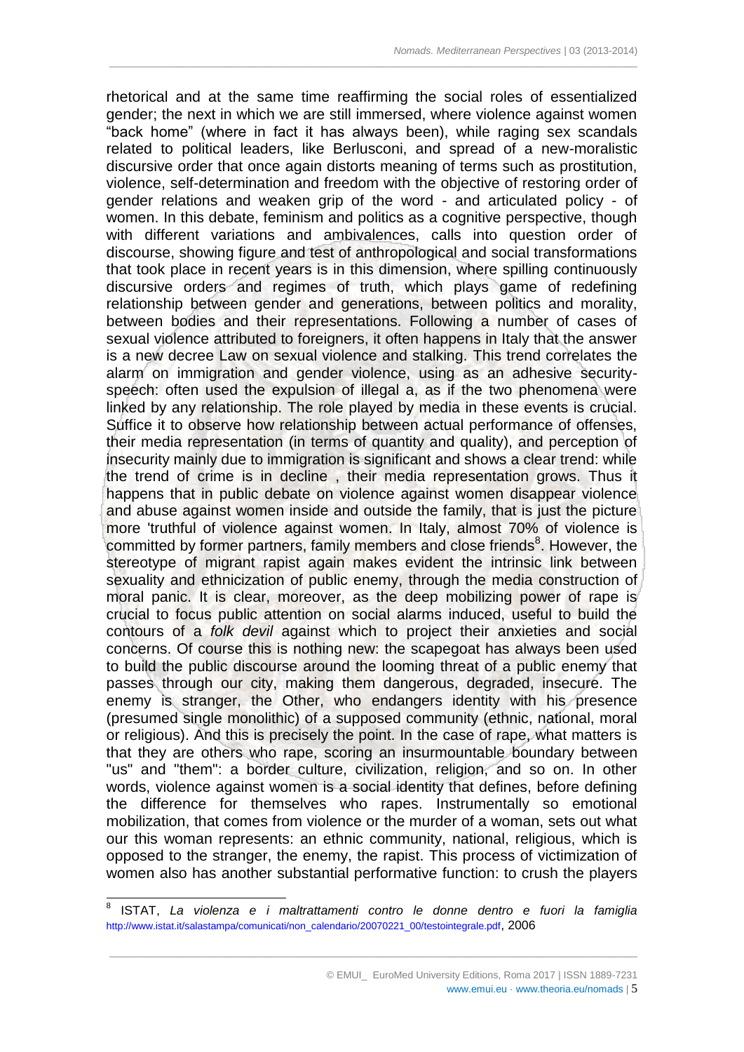rhetorical and at the same time reaffirming the social roles of essentialized gender; the next in which we are still immersed, where violence against women "back home" (where in fact it has always been), while raging sex scandals related to political leaders, like Berlusconi, and spread of a new-moralistic discursive order that once again distorts meaning of terms such as prostitution, violence, self-determination and freedom with the objective of restoring order of gender relations and weaken grip of the word - and articulated policy - of women. In this debate, feminism and politics as a cognitive perspective, though with different variations and ambivalences, calls into question order of discourse, showing figure and test of anthropological and social transformations that took place in recent years is in this dimension, where spilling continuously discursive orders and regimes of truth, which plays game of redefining relationship between gender and generations, between politics and morality, between bodies and their representations. Following a number of cases of sexual violence attributed to foreigners, it often happens in Italy that the answer is a new decree Law on sexual violence and stalking. This trend correlates the alarm on immigration and gender violence, using as an adhesive security-speech: often used the expulsion of illegal a, as if the two phenomena were linked by any relationship. The role played by media in these events is crucial. Suffice it to observe how relationship between actual performance of offenses, their media representation (in terms of quantity and quality), and perception of insecurity mainly due to immigration is significant and shows a clear trend: while the trend of crime is in decline , their media representation grows. Thus it happens that in public debate on violence against women disappear violence and abuse against women inside and outside the family, that is just the picture more 'truthful of violence against women. In Italy, almost 70% of violence is committed by former partners, family members and close friends[8]. However, the stereotype of migrant rapist again makes evident the intrinsic link between sexuality and ethnicization of public enemy, through the media construction of moral panic. It is clear, moreover, as the deep mobilizing power of rape is crucial to focus public attention on social alarms induced, useful to build the contours of a *folk devil* against which to project their anxieties and social concerns. Of course this is nothing new: the scapegoat has always been used to build the public discourse around the looming threat of a public enemy that passes through our city, making them dangerous, degraded, insecure. The enemy is stranger, the Other, who endangers identity with his presence (presumed single monolithic) of a supposed community (ethnic, national, moral or religious). And this is precisely the point. In the case of rape, what matters is that they are others who rape, scoring an insurmountable boundary between "us" and "them": a border culture, civilization, religion, and so on. In other words, violence against women is a social identity that defines, before defining the difference for themselves who rapes. Instrumentally so emotional mobilization, that comes from violence or the murder of a woman, sets out what our this woman represents: an ethnic community, national, religious, which is opposed to the stranger, the enemy, the rapist. This process of victimization of women also has another substantial performative function: to crush the players

[8] ISTAT, *La violenza e i maltrattamenti contro le donne dentro e fuori la famiglia* http://www.istat.it/salastampa/comunicati/non_calendario/20070221_00/testointegrale.pdf, 2006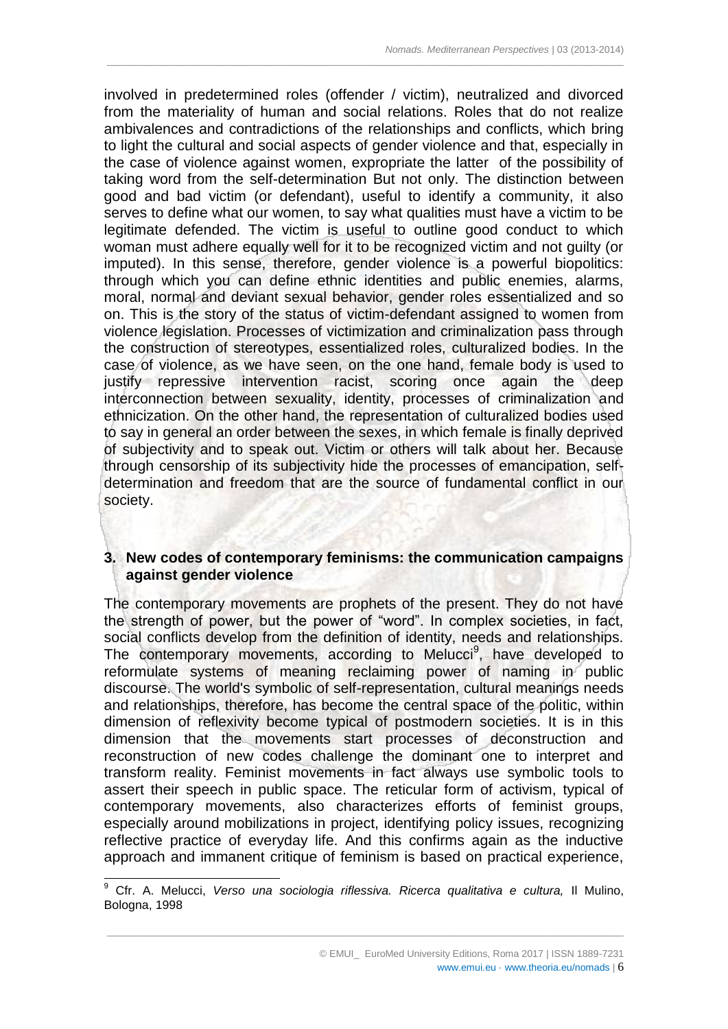involved in predetermined roles (offender / victim), neutralized and divorced from the materiality of human and social relations. Roles that do not realize ambivalences and contradictions of the relationships and conflicts, which bring to light the cultural and social aspects of gender violence and that, especially in the case of violence against women, expropriate the latter of the possibility of taking word from the self-determination But not only. The distinction between good and bad victim (or defendant), useful to identify a community, it also serves to define what our women, to say what qualities must have a victim to be legitimate defended. The victim is useful to outline good conduct to which woman must adhere equally well for it to be recognized victim and not guilty (or imputed). In this sense, therefore, gender violence is a powerful biopolitics: through which you can define ethnic identities and public enemies, alarms, moral, normal and deviant sexual behavior, gender roles essentialized and so on. This is the story of the status of victim-defendant assigned to women from violence legislation. Processes of victimization and criminalization pass through the construction of stereotypes, essentialized roles, culturalized bodies. In the case of violence, as we have seen, on the one hand, female body is used to justify repressive intervention racist, scoring once again the deep interconnection between sexuality, identity, processes of criminalization and ethnicization. On the other hand, the representation of culturalized bodies used to say in general an order between the sexes, in which female is finally deprived of subjectivity and to speak out. Victim or others will talk about her. Because through censorship of its subjectivity hide the processes of emancipation, self-determination and freedom that are the source of fundamental conflict in our society.

## 3. New codes of contemporary feminisms: the communication campaigns against gender violence

The contemporary movements are prophets of the present. They do not have the strength of power, but the power of "word". In complex societies, in fact, social conflicts develop from the definition of identity, needs and relationships. The contemporary movements, according to Melucci[9], have developed to reformulate systems of meaning reclaiming power of naming in public discourse. The world's symbolic of self-representation, cultural meanings needs and relationships, therefore, has become the central space of the politic, within dimension of reflexivity become typical of postmodern societies. It is in this dimension that the movements start processes of deconstruction and reconstruction of new codes challenge the dominant one to interpret and transform reality. Feminist movements in fact always use symbolic tools to assert their speech in public space. The reticular form of activism, typical of contemporary movements, also characterizes efforts of feminist groups, especially around mobilizations in project, identifying policy issues, recognizing reflective practice of everyday life. And this confirms again as the inductive approach and immanent critique of feminism is based on practical experience,

---

[9] Cfr. A. Melucci, *Verso una sociologia riflessiva. Ricerca qualitativa e cultura,* Il Mulino, Bologna, 1998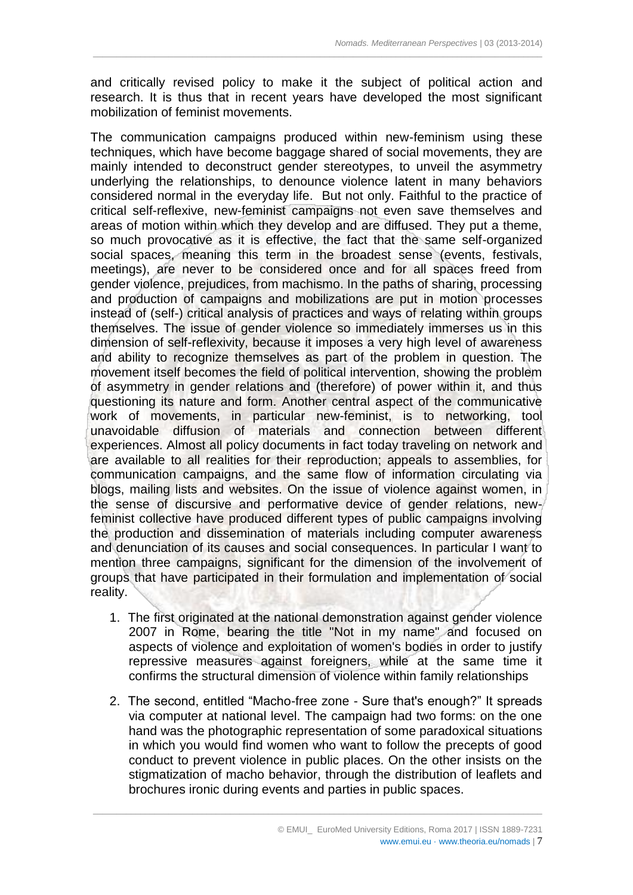and critically revised policy to make it the subject of political action and research. It is thus that in recent years have developed the most significant mobilization of feminist movements.

The communication campaigns produced within new-feminism using these techniques, which have become baggage shared of social movements, they are mainly intended to deconstruct gender stereotypes, to unveil the asymmetry underlying the relationships, to denounce violence latent in many behaviors considered normal in the everyday life. But not only. Faithful to the practice of critical self-reflexive, new-feminist campaigns not even save themselves and areas of motion within which they develop and are diffused. They put a theme, so much provocative as it is effective, the fact that the same self-organized social spaces, meaning this term in the broadest sense (events, festivals, meetings), are never to be considered once and for all spaces freed from gender violence, prejudices, from machismo. In the paths of sharing, processing and production of campaigns and mobilizations are put in motion processes instead of (self-) critical analysis of practices and ways of relating within groups themselves. The issue of gender violence so immediately immerses us in this dimension of self-reflexivity, because it imposes a very high level of awareness and ability to recognize themselves as part of the problem in question. The movement itself becomes the field of political intervention, showing the problem of asymmetry in gender relations and (therefore) of power within it, and thus questioning its nature and form. Another central aspect of the communicative work of movements, in particular new-feminist, is to networking, tool unavoidable diffusion of materials and connection between different experiences. Almost all policy documents in fact today traveling on network and are available to all realities for their reproduction; appeals to assemblies, for communication campaigns, and the same flow of information circulating via blogs, mailing lists and websites. On the issue of violence against women, in the sense of discursive and performative device of gender relations, new-feminist collective have produced different types of public campaigns involving the production and dissemination of materials including computer awareness and denunciation of its causes and social consequences. In particular I want to mention three campaigns, significant for the dimension of the involvement of groups that have participated in their formulation and implementation of social reality.

1. The first originated at the national demonstration against gender violence 2007 in Rome, bearing the title "Not in my name" and focused on aspects of violence and exploitation of women's bodies in order to justify repressive measures against foreigners, while at the same time it confirms the structural dimension of violence within family relationships

2. The second, entitled “Macho-free zone - Sure that's enough?” It spreads via computer at national level. The campaign had two forms: on the one hand was the photographic representation of some paradoxical situations in which you would find women who want to follow the precepts of good conduct to prevent violence in public places. On the other insists on the stigmatization of macho behavior, through the distribution of leaflets and brochures ironic during events and parties in public spaces.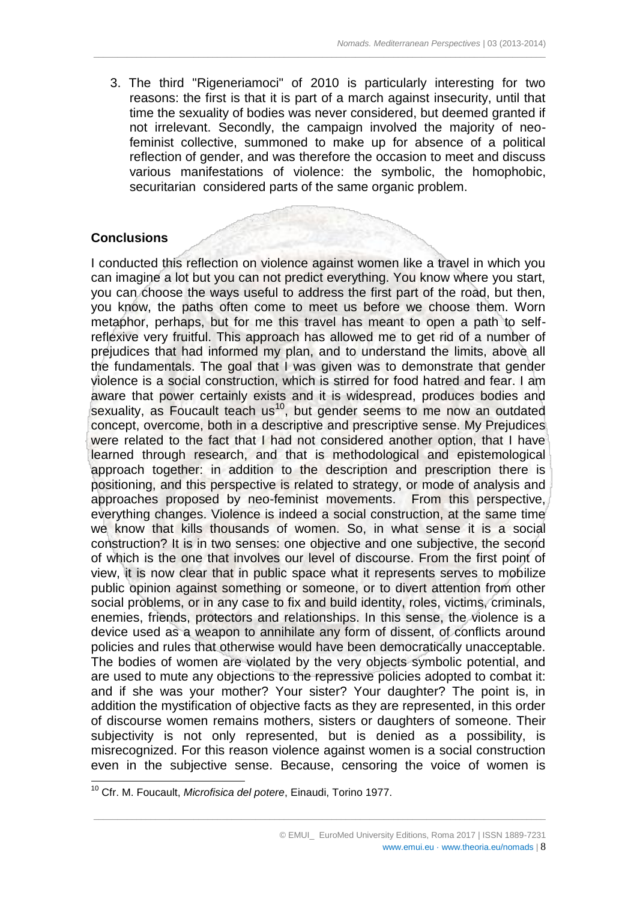3. The third "Rigeneriamoci" of 2010 is particularly interesting for two reasons: the first is that it is part of a march against insecurity, until that time the sexuality of bodies was never considered, but deemed granted if not irrelevant. Secondly, the campaign involved the majority of neo-feminist collective, summoned to make up for absence of a political reflection of gender, and was therefore the occasion to meet and discuss various manifestations of violence: the symbolic, the homophobic, securitarian considered parts of the same organic problem.

## Conclusions

I conducted this reflection on violence against women like a travel in which you can imagine a lot but you can not predict everything. You know where you start, you can choose the ways useful to address the first part of the road, but then, you know, the paths often come to meet us before we choose them. Worn metaphor, perhaps, but for me this travel has meant to open a path to self-reflexive very fruitful. This approach has allowed me to get rid of a number of prejudices that had informed my plan, and to understand the limits, above all the fundamentals. The goal that I was given was to demonstrate that gender violence is a social construction, which is stirred for food hatred and fear. I am aware that power certainly exists and it is widespread, produces bodies and sexuality, as Foucault teach us[10], but gender seems to me now an outdated concept, overcome, both in a descriptive and prescriptive sense. My Prejudices were related to the fact that I had not considered another option, that I have learned through research, and that is methodological and epistemological approach together: in addition to the description and prescription there is positioning, and this perspective is related to strategy, or mode of analysis and approaches proposed by neo-feminist movements. From this perspective, everything changes. Violence is indeed a social construction, at the same time we know that kills thousands of women. So, in what sense it is a social construction? It is in two senses: one objective and one subjective, the second of which is the one that involves our level of discourse. From the first point of view, it is now clear that in public space what it represents serves to mobilize public opinion against something or someone, or to divert attention from other social problems, or in any case to fix and build identity, roles, victims, criminals, enemies, friends, protectors and relationships. In this sense, the violence is a device used as a weapon to annihilate any form of dissent, of conflicts around policies and rules that otherwise would have been democratically unacceptable. The bodies of women are violated by the very objects symbolic potential, and are used to mute any objections to the repressive policies adopted to combat it: and if she was your mother? Your sister? Your daughter? The point is, in addition the mystification of objective facts as they are represented, in this order of discourse women remains mothers, sisters or daughters of someone. Their subjectivity is not only represented, but is denied as a possibility, is misrecognized. For this reason violence against women is a social construction even in the subjective sense. Because, censoring the voice of women is

[10] Cfr. M. Foucault, *Microfisica del potere*, Einaudi, Torino 1977.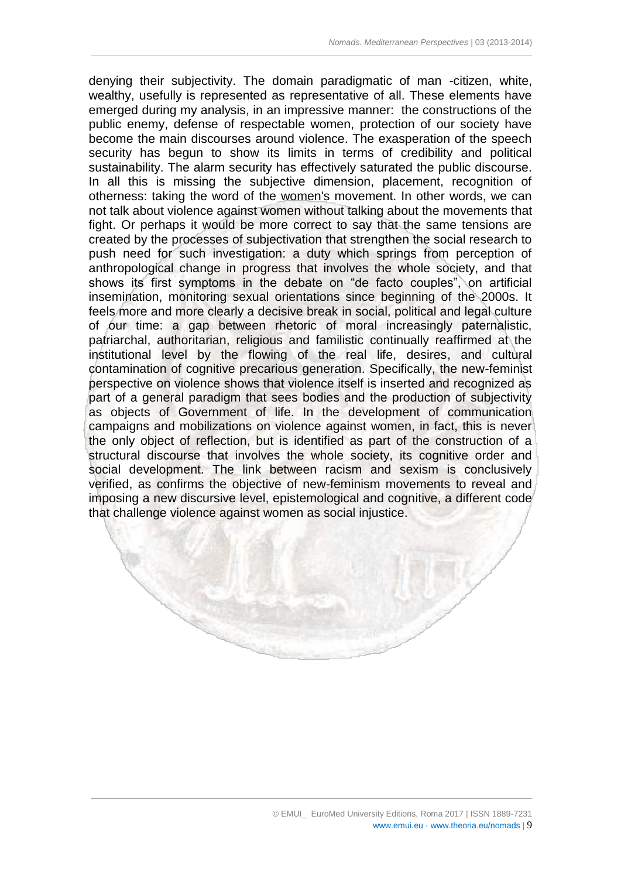denying their subjectivity. The domain paradigmatic of man -citizen, white, wealthy, usefully is represented as representative of all. These elements have emerged during my analysis, in an impressive manner: the constructions of the public enemy, defense of respectable women, protection of our society have become the main discourses around violence. The exasperation of the speech security has begun to show its limits in terms of credibility and political sustainability. The alarm security has effectively saturated the public discourse. In all this is missing the subjective dimension, placement, recognition of otherness: taking the word of the women's movement. In other words, we can not talk about violence against women without talking about the movements that fight. Or perhaps it would be more correct to say that the same tensions are created by the processes of subjectivation that strengthen the social research to push need for such investigation: a duty which springs from perception of anthropological change in progress that involves the whole society, and that shows its first symptoms in the debate on "de facto couples", on artificial insemination, monitoring sexual orientations since beginning of the 2000s. It feels more and more clearly a decisive break in social, political and legal culture of our time: a gap between rhetoric of moral increasingly paternalistic, patriarchal, authoritarian, religious and familistic continually reaffirmed at the institutional level by the flowing of the real life, desires, and cultural contamination of cognitive precarious generation. Specifically, the new-feminist perspective on violence shows that violence itself is inserted and recognized as part of a general paradigm that sees bodies and the production of subjectivity as objects of Government of life. In the development of communication campaigns and mobilizations on violence against women, in fact, this is never the only object of reflection, but is identified as part of the construction of a structural discourse that involves the whole society, its cognitive order and social development. The link between racism and sexism is conclusively verified, as confirms the objective of new-feminism movements to reveal and imposing a new discursive level, epistemological and cognitive, a different code that challenge violence against women as social injustice.